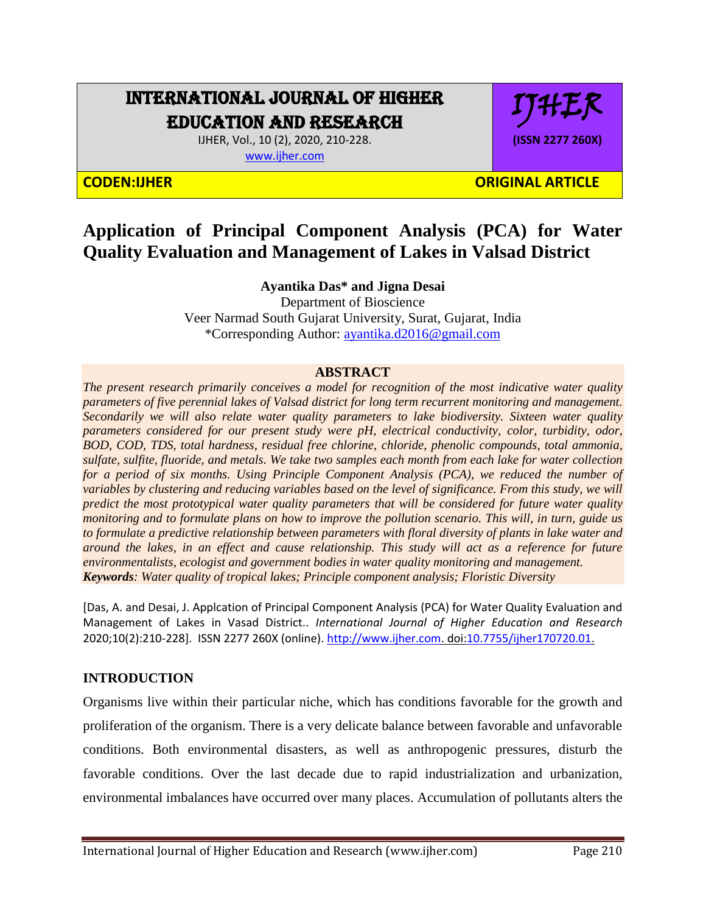# INTERNATIONAL JOURNAL OF HIGHER EDUCATION AND RESEARCH

IJHER, Vol., 10 (2), 2020, 210-228.
www.ijher.com

IJHER (ISSN 2277 260X)

CODEN:IJHER **ORIGINAL ARTICLE**

# Application of Principal Component Analysis (PCA) for Water Quality Evaluation and Management of Lakes in Valsad District

**Ayantika Das* and Jigna Desai**

Department of Bioscience
Veer Narmad South Gujarat University, Surat, Gujarat, India
*Corresponding Author: ayantika.d2016@gmail.com

## ABSTRACT

*The present research primarily conceives a model for recognition of the most indicative water quality parameters of five perennial lakes of Valsad district for long term recurrent monitoring and management. Secondarily we will also relate water quality parameters to lake biodiversity. Sixteen water quality parameters considered for our present study were pH, electrical conductivity, color, turbidity, odor, BOD, COD, TDS, total hardness, residual free chlorine, chloride, phenolic compounds, total ammonia, sulfate, sulfite, fluoride, and metals. We take two samples each month from each lake for water collection for a period of six months. Using Principle Component Analysis (PCA), we reduced the number of variables by clustering and reducing variables based on the level of significance. From this study, we will predict the most prototypical water quality parameters that will be considered for future water quality monitoring and to formulate plans on how to improve the pollution scenario. This will, in turn, guide us to formulate a predictive relationship between parameters with floral diversity of plants in lake water and around the lakes, in an effect and cause relationship. This study will act as a reference for future environmentalists, ecologist and government bodies in water quality monitoring and management.*

***Keywords**: Water quality of tropical lakes; Principle component analysis; Floristic Diversity*

[Das, A. and Desai, J. Applcation of Principal Component Analysis (PCA) for Water Quality Evaluation and Management of Lakes in Vasad District.. *International Journal of Higher Education and Research* 2020;10(2):210-228]. ISSN 2277 260X (online). http://www.ijher.com. doi:10.7755/ijher170720.01.

## INTRODUCTION

Organisms live within their particular niche, which has conditions favorable for the growth and proliferation of the organism. There is a very delicate balance between favorable and unfavorable conditions. Both environmental disasters, as well as anthropogenic pressures, disturb the favorable conditions. Over the last decade due to rapid industrialization and urbanization, environmental imbalances have occurred over many places. Accumulation of pollutants alters the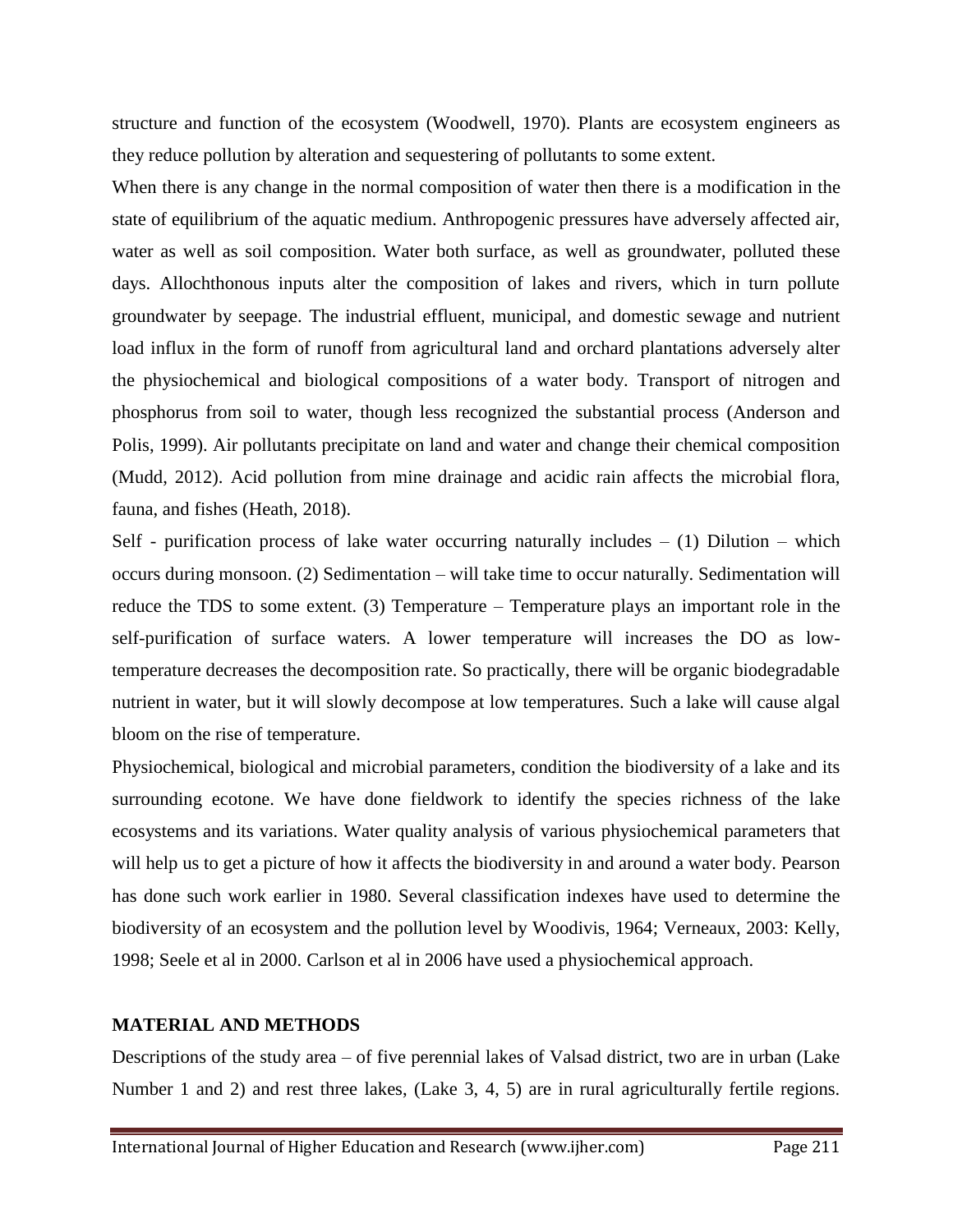structure and function of the ecosystem (Woodwell, 1970). Plants are ecosystem engineers as they reduce pollution by alteration and sequestering of pollutants to some extent.

When there is any change in the normal composition of water then there is a modification in the state of equilibrium of the aquatic medium. Anthropogenic pressures have adversely affected air, water as well as soil composition. Water both surface, as well as groundwater, polluted these days. Allochthonous inputs alter the composition of lakes and rivers, which in turn pollute groundwater by seepage. The industrial effluent, municipal, and domestic sewage and nutrient load influx in the form of runoff from agricultural land and orchard plantations adversely alter the physiochemical and biological compositions of a water body. Transport of nitrogen and phosphorus from soil to water, though less recognized the substantial process (Anderson and Polis, 1999). Air pollutants precipitate on land and water and change their chemical composition (Mudd, 2012). Acid pollution from mine drainage and acidic rain affects the microbial flora, fauna, and fishes (Heath, 2018).

Self - purification process of lake water occurring naturally includes – (1) Dilution – which occurs during monsoon. (2) Sedimentation – will take time to occur naturally. Sedimentation will reduce the TDS to some extent. (3) Temperature – Temperature plays an important role in the self-purification of surface waters. A lower temperature will increases the DO as low-temperature decreases the decomposition rate. So practically, there will be organic biodegradable nutrient in water, but it will slowly decompose at low temperatures. Such a lake will cause algal bloom on the rise of temperature.

Physiochemical, biological and microbial parameters, condition the biodiversity of a lake and its surrounding ecotone. We have done fieldwork to identify the species richness of the lake ecosystems and its variations. Water quality analysis of various physiochemical parameters that will help us to get a picture of how it affects the biodiversity in and around a water body. Pearson has done such work earlier in 1980. Several classification indexes have used to determine the biodiversity of an ecosystem and the pollution level by Woodivis, 1964; Verneaux, 2003: Kelly, 1998; Seele et al in 2000. Carlson et al in 2006 have used a physiochemical approach.

## MATERIAL AND METHODS

Descriptions of the study area – of five perennial lakes of Valsad district, two are in urban (Lake Number 1 and 2) and rest three lakes, (Lake 3, 4, 5) are in rural agriculturally fertile regions.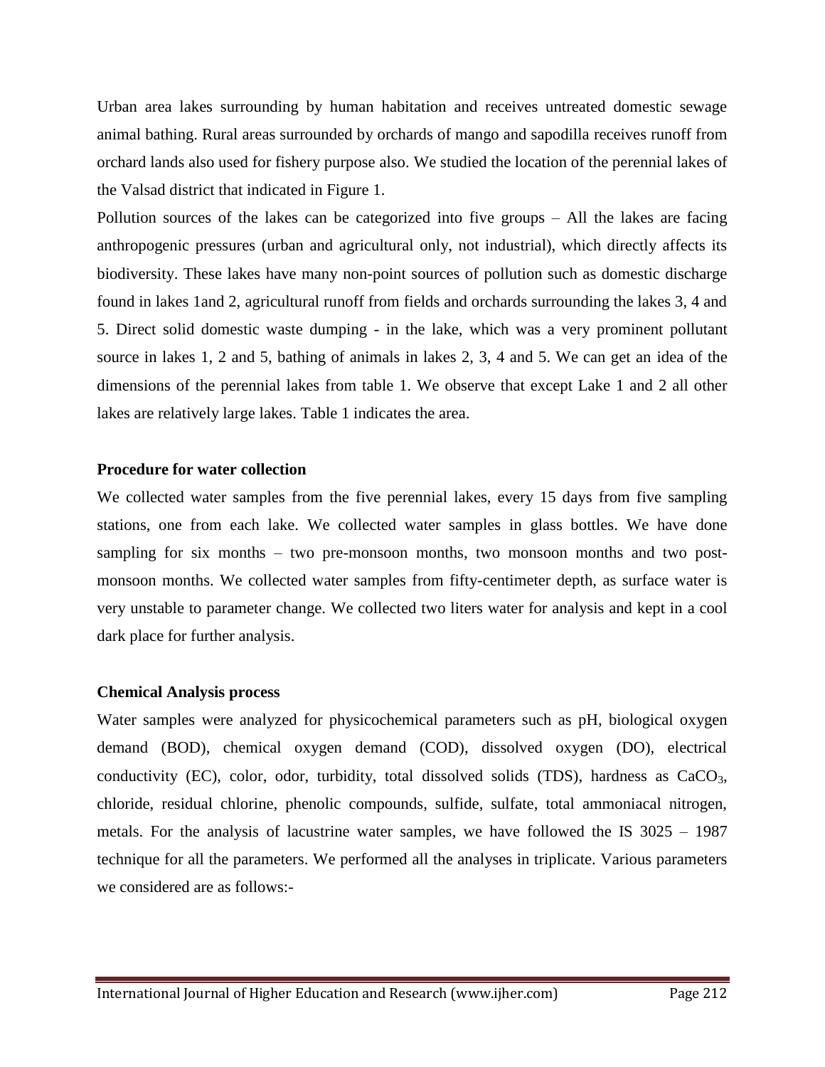Urban area lakes surrounding by human habitation and receives untreated domestic sewage animal bathing. Rural areas surrounded by orchards of mango and sapodilla receives runoff from orchard lands also used for fishery purpose also. We studied the location of the perennial lakes of the Valsad district that indicated in Figure 1.

Pollution sources of the lakes can be categorized into five groups – All the lakes are facing anthropogenic pressures (urban and agricultural only, not industrial), which directly affects its biodiversity. These lakes have many non-point sources of pollution such as domestic discharge found in lakes 1and 2, agricultural runoff from fields and orchards surrounding the lakes 3, 4 and 5. Direct solid domestic waste dumping - in the lake, which was a very prominent pollutant source in lakes 1, 2 and 5, bathing of animals in lakes 2, 3, 4 and 5. We can get an idea of the dimensions of the perennial lakes from table 1. We observe that except Lake 1 and 2 all other lakes are relatively large lakes. Table 1 indicates the area.

**Procedure for water collection**

We collected water samples from the five perennial lakes, every 15 days from five sampling stations, one from each lake. We collected water samples in glass bottles. We have done sampling for six months – two pre-monsoon months, two monsoon months and two post-monsoon months. We collected water samples from fifty-centimeter depth, as surface water is very unstable to parameter change. We collected two liters water for analysis and kept in a cool dark place for further analysis.

**Chemical Analysis process**

Water samples were analyzed for physicochemical parameters such as pH, biological oxygen demand (BOD), chemical oxygen demand (COD), dissolved oxygen (DO), electrical conductivity (EC), color, odor, turbidity, total dissolved solids (TDS), hardness as $CaCO_3$, chloride, residual chlorine, phenolic compounds, sulfide, sulfate, total ammoniacal nitrogen, metals. For the analysis of lacustrine water samples, we have followed the IS 3025 – 1987 technique for all the parameters. We performed all the analyses in triplicate. Various parameters we considered are as follows:-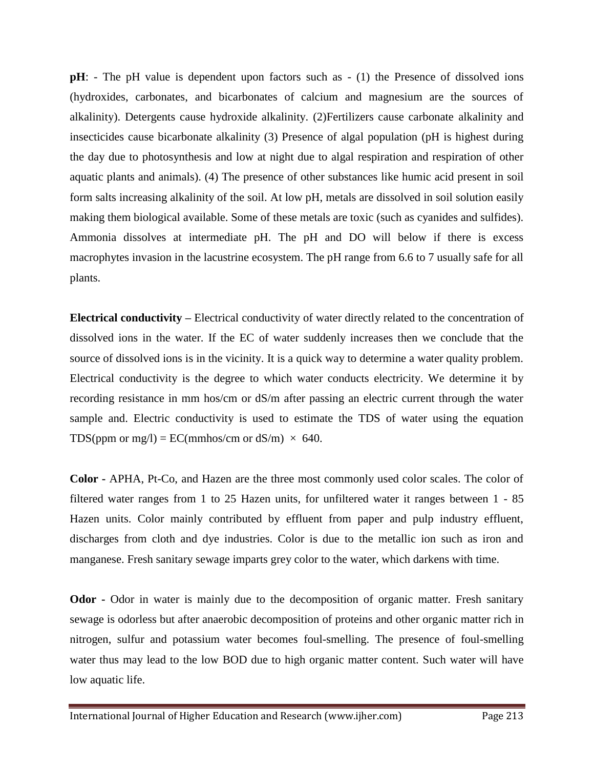**pH**: - The pH value is dependent upon factors such as - (1) the Presence of dissolved ions (hydroxides, carbonates, and bicarbonates of calcium and magnesium are the sources of alkalinity). Detergents cause hydroxide alkalinity. (2)Fertilizers cause carbonate alkalinity and insecticides cause bicarbonate alkalinity (3) Presence of algal population (pH is highest during the day due to photosynthesis and low at night due to algal respiration and respiration of other aquatic plants and animals). (4) The presence of other substances like humic acid present in soil form salts increasing alkalinity of the soil. At low pH, metals are dissolved in soil solution easily making them biological available. Some of these metals are toxic (such as cyanides and sulfides). Ammonia dissolves at intermediate pH. The pH and DO will below if there is excess macrophytes invasion in the lacustrine ecosystem. The pH range from 6.6 to 7 usually safe for all plants.

**Electrical conductivity –** Electrical conductivity of water directly related to the concentration of dissolved ions in the water. If the EC of water suddenly increases then we conclude that the source of dissolved ions is in the vicinity. It is a quick way to determine a water quality problem. Electrical conductivity is the degree to which water conducts electricity. We determine it by recording resistance in mm hos/cm or dS/m after passing an electric current through the water sample and. Electric conductivity is used to estimate the TDS of water using the equation TDS(ppm or mg/l) = EC(mmhos/cm or dS/m) $\times$ 640.

**Color -** APHA, Pt-Co, and Hazen are the three most commonly used color scales. The color of filtered water ranges from 1 to 25 Hazen units, for unfiltered water it ranges between 1 - 85 Hazen units. Color mainly contributed by effluent from paper and pulp industry effluent, discharges from cloth and dye industries. Color is due to the metallic ion such as iron and manganese. Fresh sanitary sewage imparts grey color to the water, which darkens with time.

**Odor -** Odor in water is mainly due to the decomposition of organic matter. Fresh sanitary sewage is odorless but after anaerobic decomposition of proteins and other organic matter rich in nitrogen, sulfur and potassium water becomes foul-smelling. The presence of foul-smelling water thus may lead to the low BOD due to high organic matter content. Such water will have low aquatic life.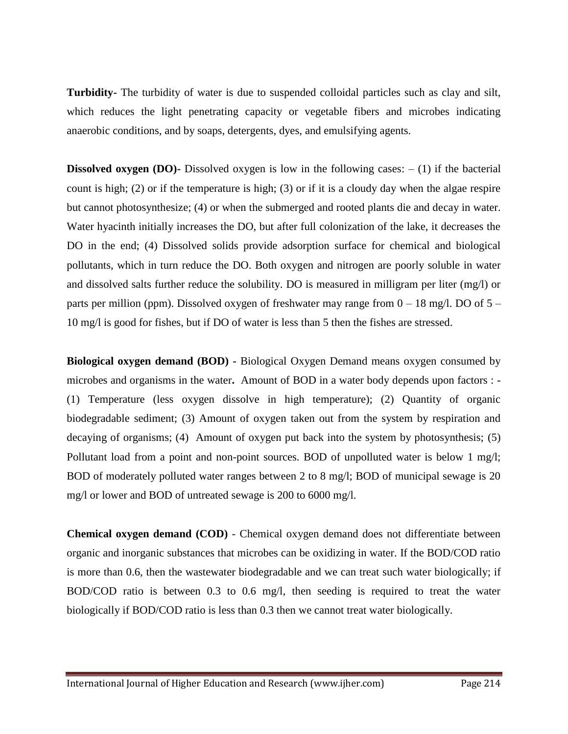**Turbidity-** The turbidity of water is due to suspended colloidal particles such as clay and silt, which reduces the light penetrating capacity or vegetable fibers and microbes indicating anaerobic conditions, and by soaps, detergents, dyes, and emulsifying agents.

**Dissolved oxygen (DO)-** Dissolved oxygen is low in the following cases: – (1) if the bacterial count is high; (2) or if the temperature is high; (3) or if it is a cloudy day when the algae respire but cannot photosynthesize; (4) or when the submerged and rooted plants die and decay in water. Water hyacinth initially increases the DO, but after full colonization of the lake, it decreases the DO in the end; (4) Dissolved solids provide adsorption surface for chemical and biological pollutants, which in turn reduce the DO. Both oxygen and nitrogen are poorly soluble in water and dissolved salts further reduce the solubility. DO is measured in milligram per liter (mg/l) or parts per million (ppm). Dissolved oxygen of freshwater may range from 0 – 18 mg/l. DO of 5 – 10 mg/l is good for fishes, but if DO of water is less than 5 then the fishes are stressed.

**Biological oxygen demand (BOD) -** Biological Oxygen Demand means oxygen consumed by microbes and organisms in the water**.** Amount of BOD in a water body depends upon factors : - (1) Temperature (less oxygen dissolve in high temperature); (2) Quantity of organic biodegradable sediment; (3) Amount of oxygen taken out from the system by respiration and decaying of organisms; (4) Amount of oxygen put back into the system by photosynthesis; (5) Pollutant load from a point and non-point sources. BOD of unpolluted water is below 1 mg/l; BOD of moderately polluted water ranges between 2 to 8 mg/l; BOD of municipal sewage is 20 mg/l or lower and BOD of untreated sewage is 200 to 6000 mg/l.

**Chemical oxygen demand (COD)** - Chemical oxygen demand does not differentiate between organic and inorganic substances that microbes can be oxidizing in water. If the BOD/COD ratio is more than 0.6, then the wastewater biodegradable and we can treat such water biologically; if BOD/COD ratio is between 0.3 to 0.6 mg/l, then seeding is required to treat the water biologically if BOD/COD ratio is less than 0.3 then we cannot treat water biologically.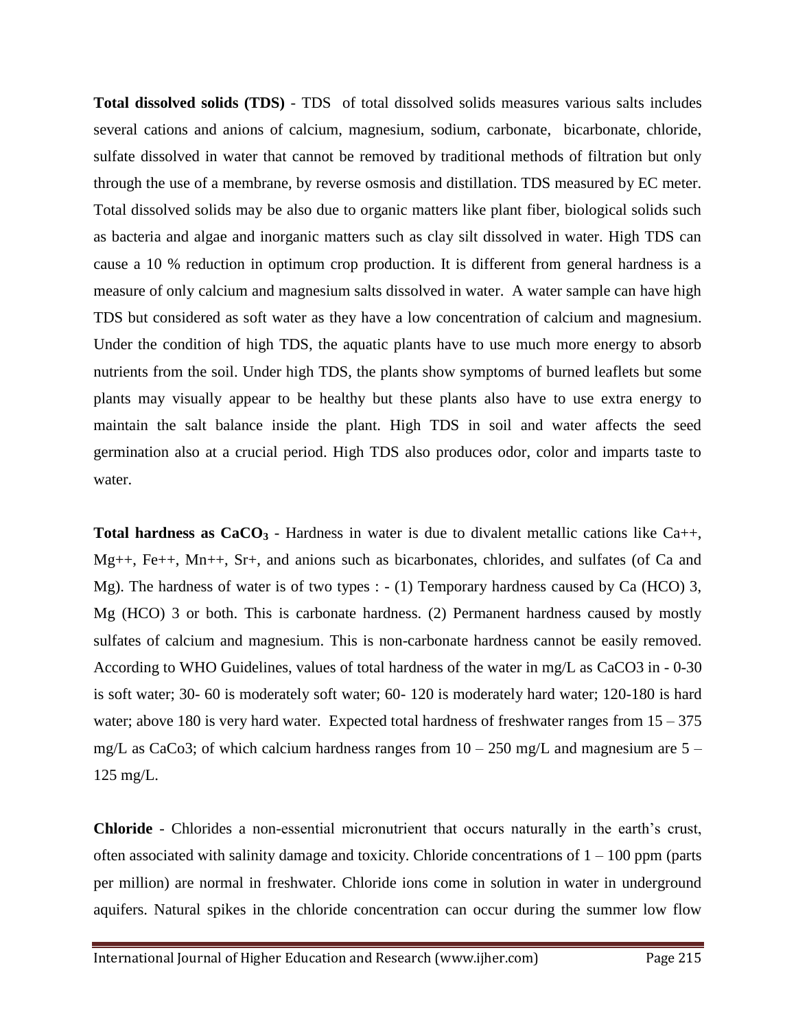**Total dissolved solids (TDS)** - TDS of total dissolved solids measures various salts includes several cations and anions of calcium, magnesium, sodium, carbonate, bicarbonate, chloride, sulfate dissolved in water that cannot be removed by traditional methods of filtration but only through the use of a membrane, by reverse osmosis and distillation. TDS measured by EC meter. Total dissolved solids may be also due to organic matters like plant fiber, biological solids such as bacteria and algae and inorganic matters such as clay silt dissolved in water. High TDS can cause a 10 % reduction in optimum crop production. It is different from general hardness is a measure of only calcium and magnesium salts dissolved in water. A water sample can have high TDS but considered as soft water as they have a low concentration of calcium and magnesium. Under the condition of high TDS, the aquatic plants have to use much more energy to absorb nutrients from the soil. Under high TDS, the plants show symptoms of burned leaflets but some plants may visually appear to be healthy but these plants also have to use extra energy to maintain the salt balance inside the plant. High TDS in soil and water affects the seed germination also at a crucial period. High TDS also produces odor, color and imparts taste to water.

**Total hardness as $CaCO_3$** - Hardness in water is due to divalent metallic cations like $Ca^{++}$, $Mg^{++}$, $Fe^{++}$, $Mn^{++}$, $Sr^{+}$, and anions such as bicarbonates, chlorides, and sulfates (of Ca and Mg). The hardness of water is of two types : - (1) Temporary hardness caused by Ca (HCO) 3, Mg (HCO) 3 or both. This is carbonate hardness. (2) Permanent hardness caused by mostly sulfates of calcium and magnesium. This is non-carbonate hardness cannot be easily removed. According to WHO Guidelines, values of total hardness of the water in mg/L as CaCO3 in - 0-30 is soft water; 30- 60 is moderately soft water; 60- 120 is moderately hard water; 120-180 is hard water; above 180 is very hard water. Expected total hardness of freshwater ranges from 15 – 375 mg/L as CaCo3; of which calcium hardness ranges from 10 – 250 mg/L and magnesium are 5 – 125 mg/L.

**Chloride** - Chlorides a non-essential micronutrient that occurs naturally in the earth's crust, often associated with salinity damage and toxicity. Chloride concentrations of 1 – 100 ppm (parts per million) are normal in freshwater. Chloride ions come in solution in water in underground aquifers. Natural spikes in the chloride concentration can occur during the summer low flow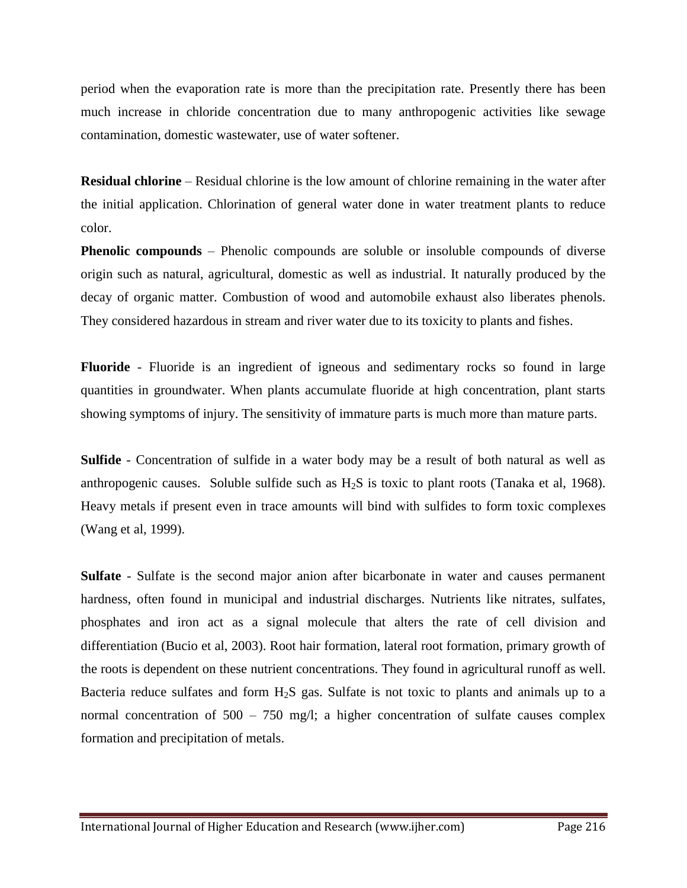period when the evaporation rate is more than the precipitation rate. Presently there has been much increase in chloride concentration due to many anthropogenic activities like sewage contamination, domestic wastewater, use of water softener.

**Residual chlorine** – Residual chlorine is the low amount of chlorine remaining in the water after the initial application. Chlorination of general water done in water treatment plants to reduce color.

**Phenolic compounds** – Phenolic compounds are soluble or insoluble compounds of diverse origin such as natural, agricultural, domestic as well as industrial. It naturally produced by the decay of organic matter. Combustion of wood and automobile exhaust also liberates phenols. They considered hazardous in stream and river water due to its toxicity to plants and fishes.

**Fluoride** - Fluoride is an ingredient of igneous and sedimentary rocks so found in large quantities in groundwater. When plants accumulate fluoride at high concentration, plant starts showing symptoms of injury. The sensitivity of immature parts is much more than mature parts.

**Sulfide** - Concentration of sulfide in a water body may be a result of both natural as well as anthropogenic causes. Soluble sulfide such as $H_2S$ is toxic to plant roots (Tanaka et al, 1968). Heavy metals if present even in trace amounts will bind with sulfides to form toxic complexes (Wang et al, 1999).

**Sulfate** - Sulfate is the second major anion after bicarbonate in water and causes permanent hardness, often found in municipal and industrial discharges. Nutrients like nitrates, sulfates, phosphates and iron act as a signal molecule that alters the rate of cell division and differentiation (Bucio et al, 2003). Root hair formation, lateral root formation, primary growth of the roots is dependent on these nutrient concentrations. They found in agricultural runoff as well. Bacteria reduce sulfates and form $H_2S$ gas. Sulfate is not toxic to plants and animals up to a normal concentration of 500 – 750 mg/l; a higher concentration of sulfate causes complex formation and precipitation of metals.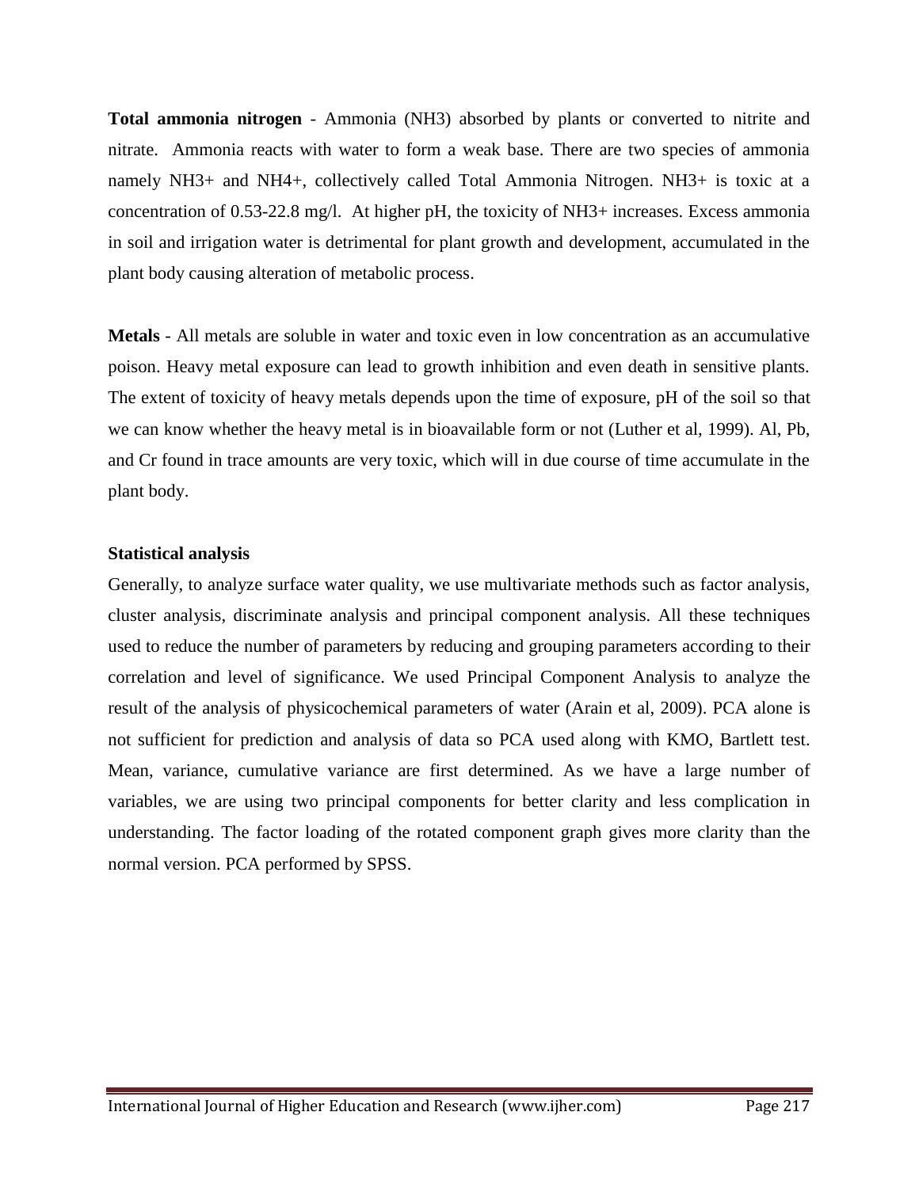**Total ammonia nitrogen** - Ammonia ($NH_3$) absorbed by plants or converted to nitrite and nitrate. Ammonia reacts with water to form a weak base. There are two species of ammonia namely $NH_3^+$ and $NH_4^+$, collectively called Total Ammonia Nitrogen. $NH_3^+$ is toxic at a concentration of 0.53-22.8 mg/l. At higher pH, the toxicity of $NH_3^+$ increases. Excess ammonia in soil and irrigation water is detrimental for plant growth and development, accumulated in the plant body causing alteration of metabolic process.

**Metals** - All metals are soluble in water and toxic even in low concentration as an accumulative poison. Heavy metal exposure can lead to growth inhibition and even death in sensitive plants. The extent of toxicity of heavy metals depends upon the time of exposure, pH of the soil so that we can know whether the heavy metal is in bioavailable form or not (Luther et al, 1999). Al, Pb, and Cr found in trace amounts are very toxic, which will in due course of time accumulate in the plant body.

### Statistical analysis

Generally, to analyze surface water quality, we use multivariate methods such as factor analysis, cluster analysis, discriminate analysis and principal component analysis. All these techniques used to reduce the number of parameters by reducing and grouping parameters according to their correlation and level of significance. We used Principal Component Analysis to analyze the result of the analysis of physicochemical parameters of water (Arain et al, 2009). PCA alone is not sufficient for prediction and analysis of data so PCA used along with KMO, Bartlett test. Mean, variance, cumulative variance are first determined. As we have a large number of variables, we are using two principal components for better clarity and less complication in understanding. The factor loading of the rotated component graph gives more clarity than the normal version. PCA performed by SPSS.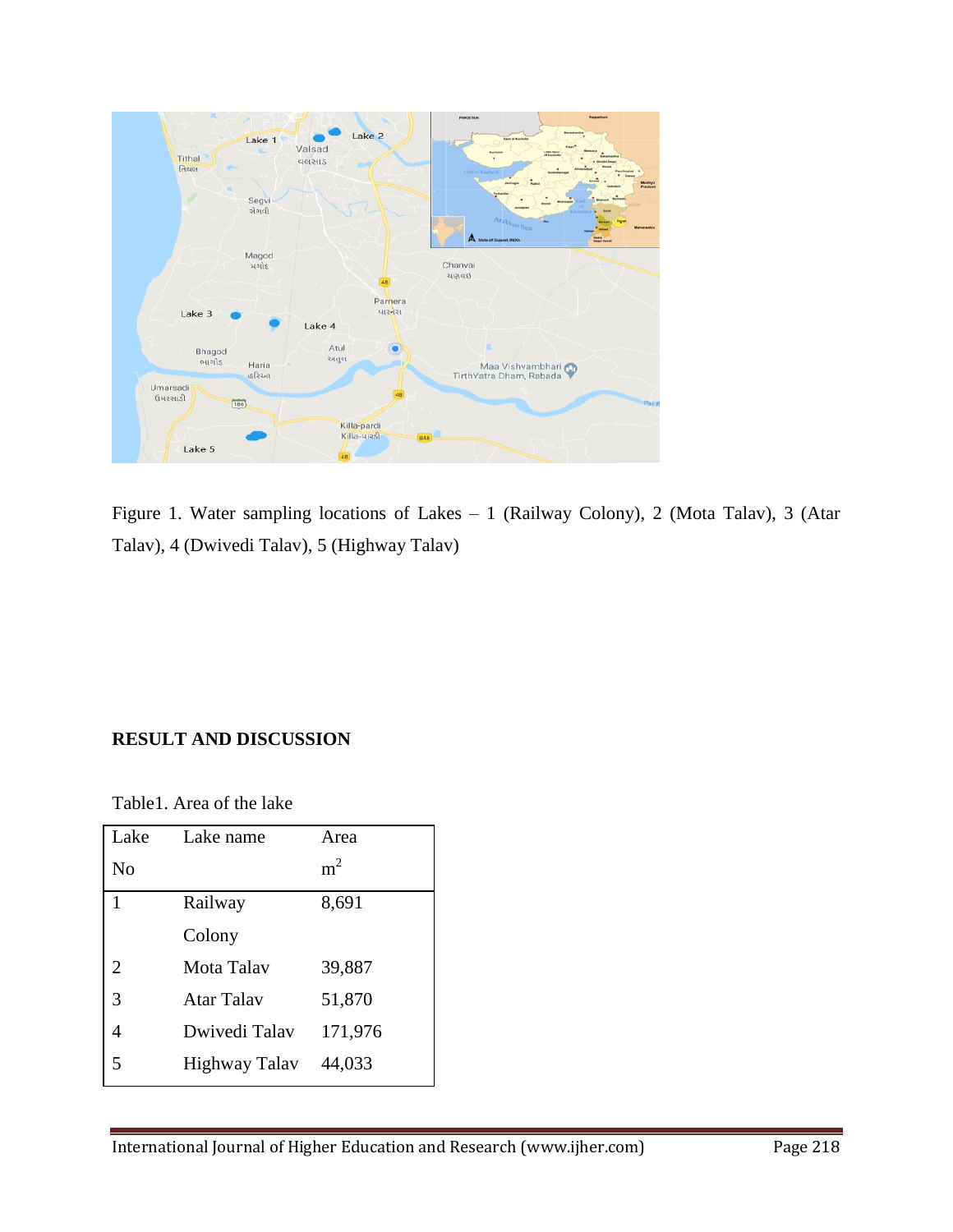Figure 1. Water sampling locations of Lakes – 1 (Railway Colony), 2 (Mota Talav), 3 (Atar Talav), 4 (Dwivedi Talav), 5 (Highway Talav)

## RESULT AND DISCUSSION

Table1. Area of the lake

| Lake No | Lake name | Area $m^2$ |
|---|---|---|
| 1 | Railway Colony | 8,691 |
| 2 | Mota Talav | 39,887 |
| 3 | Atar Talav | 51,870 |
| 4 | Dwivedi Talav | 171,976 |
| 5 | Highway Talav | 44,033 |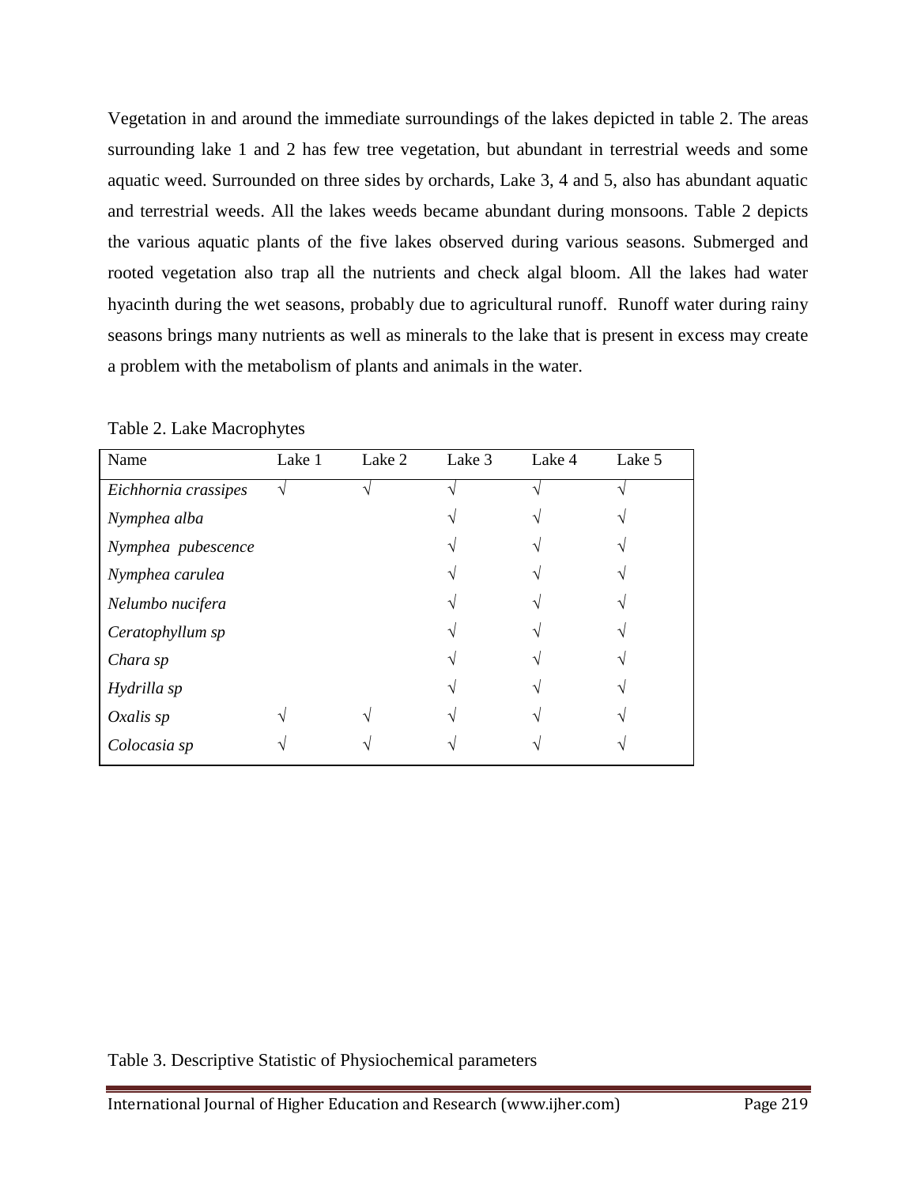Vegetation in and around the immediate surroundings of the lakes depicted in table 2. The areas surrounding lake 1 and 2 has few tree vegetation, but abundant in terrestrial weeds and some aquatic weed. Surrounded on three sides by orchards, Lake 3, 4 and 5, also has abundant aquatic and terrestrial weeds. All the lakes weeds became abundant during monsoons. Table 2 depicts the various aquatic plants of the five lakes observed during various seasons. Submerged and rooted vegetation also trap all the nutrients and check algal bloom. All the lakes had water hyacinth during the wet seasons, probably due to agricultural runoff. Runoff water during rainy seasons brings many nutrients as well as minerals to the lake that is present in excess may create a problem with the metabolism of plants and animals in the water.

Table 2. Lake Macrophytes

| Name | Lake 1 | Lake 2 | Lake 3 | Lake 4 | Lake 5 |
|---|---|---|---|---|---|
| *Eichhornia crassipes* | √ | √ | √ | √ | √ |
| *Nymphea alba* | | | √ | √ | √ |
| *Nymphea pubescence* | | | √ | √ | √ |
| *Nymphea carulea* | | | √ | √ | √ |
| *Nelumbo nucifera* | | | √ | √ | √ |
| *Ceratophyllum sp* | | | √ | √ | √ |
| *Chara sp* | | | √ | √ | √ |
| *Hydrilla sp* | | | √ | √ | √ |
| *Oxalis sp* | √ | √ | √ | √ | √ |
| *Colocasia sp* | √ | √ | √ | √ | √ |

Table 3. Descriptive Statistic of Physiochemical parameters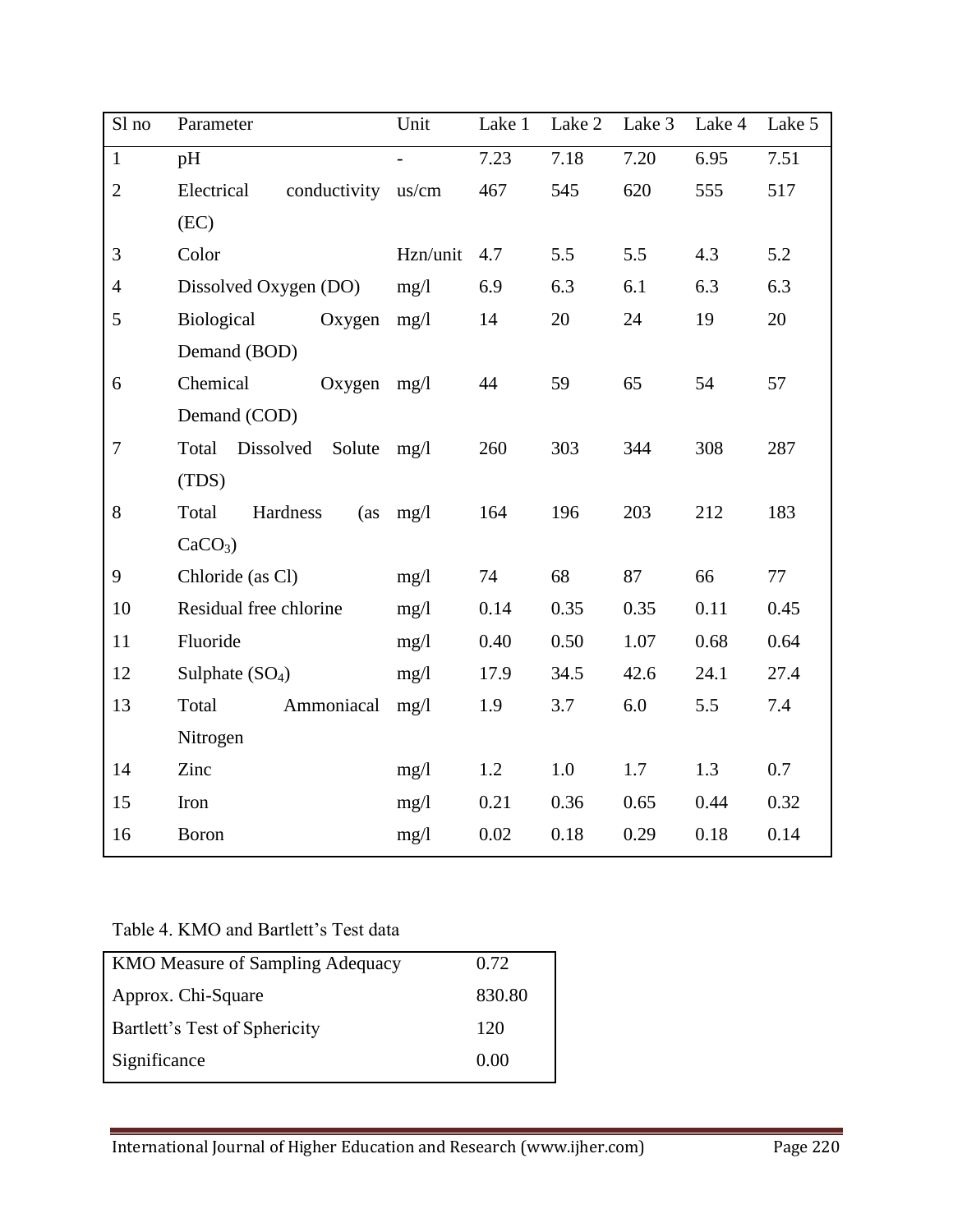| Sl no | Parameter | Unit | Lake 1 | Lake 2 | Lake 3 | Lake 4 | Lake 5 |
|---|---|---|---|---|---|---|---|
| 1 | pH | - | 7.23 | 7.18 | 7.20 | 6.95 | 7.51 |
| 2 | Electrical conductivity (EC) | us/cm | 467 | 545 | 620 | 555 | 517 |
| 3 | Color | Hzn/unit | 4.7 | 5.5 | 5.5 | 4.3 | 5.2 |
| 4 | Dissolved Oxygen (DO) | mg/l | 6.9 | 6.3 | 6.1 | 6.3 | 6.3 |
| 5 | Biological Oxygen Demand (BOD) | mg/l | 14 | 20 | 24 | 19 | 20 |
| 6 | Chemical Oxygen Demand (COD) | mg/l | 44 | 59 | 65 | 54 | 57 |
| 7 | Total Dissolved Solute (TDS) | mg/l | 260 | 303 | 344 | 308 | 287 |
| 8 | Total Hardness (as $CaCO_3$) | mg/l | 164 | 196 | 203 | 212 | 183 |
| 9 | Chloride (as Cl) | mg/l | 74 | 68 | 87 | 66 | 77 |
| 10 | Residual free chlorine | mg/l | 0.14 | 0.35 | 0.35 | 0.11 | 0.45 |
| 11 | Fluoride | mg/l | 0.40 | 0.50 | 1.07 | 0.68 | 0.64 |
| 12 | Sulphate ($SO_4$) | mg/l | 17.9 | 34.5 | 42.6 | 24.1 | 27.4 |
| 13 | Total Ammoniacal Nitrogen | mg/l | 1.9 | 3.7 | 6.0 | 5.5 | 7.4 |
| 14 | Zinc | mg/l | 1.2 | 1.0 | 1.7 | 1.3 | 0.7 |
| 15 | Iron | mg/l | 0.21 | 0.36 | 0.65 | 0.44 | 0.32 |
| 16 | Boron | mg/l | 0.02 | 0.18 | 0.29 | 0.18 | 0.14 |

Table 4. KMO and Bartlett's Test data

| KMO Measure of Sampling Adequacy | 0.72 |
|---|---|
| Approx. Chi-Square | 830.80 |
| Bartlett's Test of Sphericity | 120 |
| Significance | 0.00 |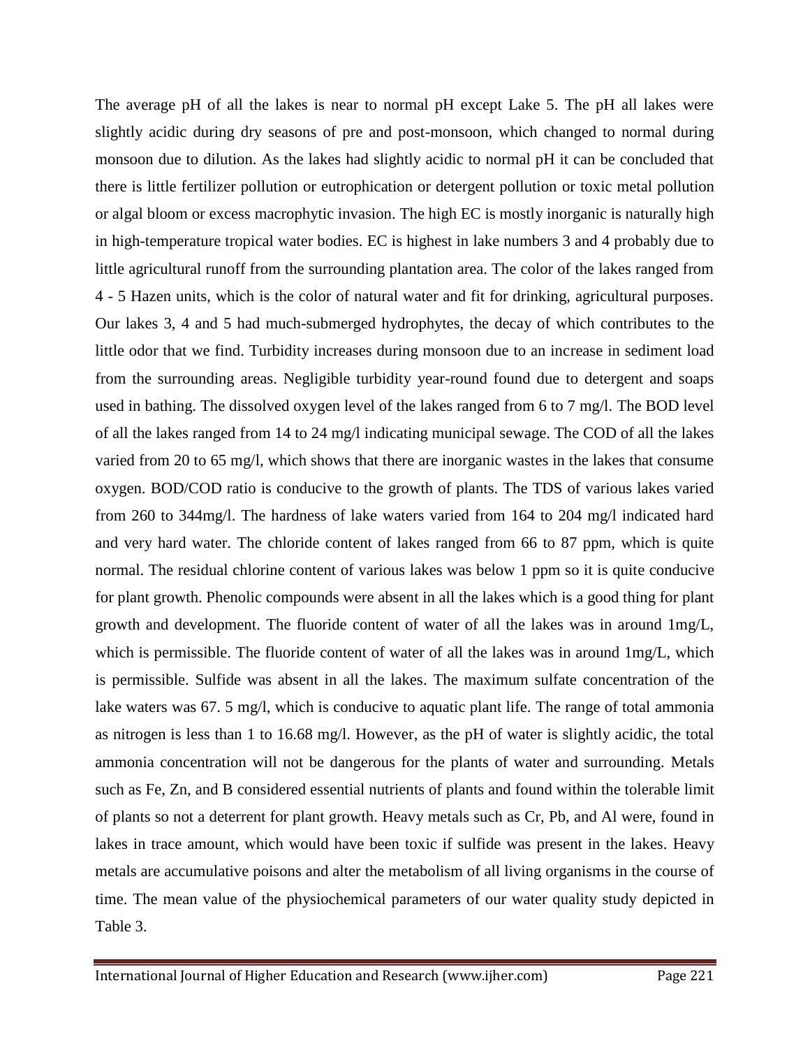The average pH of all the lakes is near to normal pH except Lake 5. The pH all lakes were slightly acidic during dry seasons of pre and post-monsoon, which changed to normal during monsoon due to dilution. As the lakes had slightly acidic to normal pH it can be concluded that there is little fertilizer pollution or eutrophication or detergent pollution or toxic metal pollution or algal bloom or excess macrophytic invasion. The high EC is mostly inorganic is naturally high in high-temperature tropical water bodies. EC is highest in lake numbers 3 and 4 probably due to little agricultural runoff from the surrounding plantation area. The color of the lakes ranged from 4 - 5 Hazen units, which is the color of natural water and fit for drinking, agricultural purposes. Our lakes 3, 4 and 5 had much-submerged hydrophytes, the decay of which contributes to the little odor that we find. Turbidity increases during monsoon due to an increase in sediment load from the surrounding areas. Negligible turbidity year-round found due to detergent and soaps used in bathing. The dissolved oxygen level of the lakes ranged from 6 to 7 mg/l. The BOD level of all the lakes ranged from 14 to 24 mg/l indicating municipal sewage. The COD of all the lakes varied from 20 to 65 mg/l, which shows that there are inorganic wastes in the lakes that consume oxygen. BOD/COD ratio is conducive to the growth of plants. The TDS of various lakes varied from 260 to 344mg/l. The hardness of lake waters varied from 164 to 204 mg/l indicated hard and very hard water. The chloride content of lakes ranged from 66 to 87 ppm, which is quite normal. The residual chlorine content of various lakes was below 1 ppm so it is quite conducive for plant growth. Phenolic compounds were absent in all the lakes which is a good thing for plant growth and development. The fluoride content of water of all the lakes was in around 1mg/L, which is permissible. The fluoride content of water of all the lakes was in around 1mg/L, which is permissible. Sulfide was absent in all the lakes. The maximum sulfate concentration of the lake waters was 67. 5 mg/l, which is conducive to aquatic plant life. The range of total ammonia as nitrogen is less than 1 to 16.68 mg/l. However, as the pH of water is slightly acidic, the total ammonia concentration will not be dangerous for the plants of water and surrounding. Metals such as Fe, Zn, and B considered essential nutrients of plants and found within the tolerable limit of plants so not a deterrent for plant growth. Heavy metals such as Cr, Pb, and Al were, found in lakes in trace amount, which would have been toxic if sulfide was present in the lakes. Heavy metals are accumulative poisons and alter the metabolism of all living organisms in the course of time. The mean value of the physiochemical parameters of our water quality study depicted in Table 3.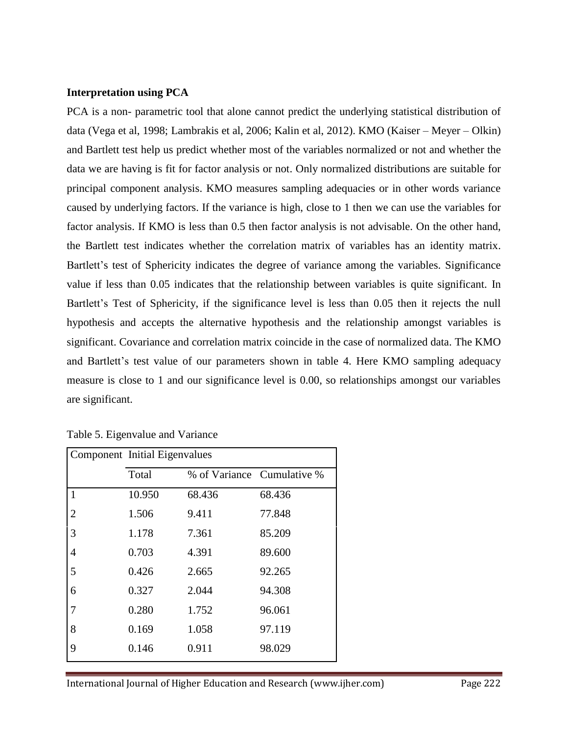**Interpretation using PCA**

PCA is a non- parametric tool that alone cannot predict the underlying statistical distribution of data (Vega et al, 1998; Lambrakis et al, 2006; Kalin et al, 2012). KMO (Kaiser – Meyer – Olkin) and Bartlett test help us predict whether most of the variables normalized or not and whether the data we are having is fit for factor analysis or not. Only normalized distributions are suitable for principal component analysis. KMO measures sampling adequacies or in other words variance caused by underlying factors. If the variance is high, close to 1 then we can use the variables for factor analysis. If KMO is less than 0.5 then factor analysis is not advisable. On the other hand, the Bartlett test indicates whether the correlation matrix of variables has an identity matrix. Bartlett's test of Sphericity indicates the degree of variance among the variables. Significance value if less than 0.05 indicates that the relationship between variables is quite significant. In Bartlett's Test of Sphericity, if the significance level is less than 0.05 then it rejects the null hypothesis and accepts the alternative hypothesis and the relationship amongst variables is significant. Covariance and correlation matrix coincide in the case of normalized data. The KMO and Bartlett's test value of our parameters shown in table 4. Here KMO sampling adequacy measure is close to 1 and our significance level is 0.00, so relationships amongst our variables are significant.

Table 5. Eigenvalue and Variance

| Component | Initial Eigenvalues | | |
|---|---|---|---|
| | Total | % of Variance | Cumulative % |
| 1 | 10.950 | 68.436 | 68.436 |
| 2 | 1.506 | 9.411 | 77.848 |
| 3 | 1.178 | 7.361 | 85.209 |
| 4 | 0.703 | 4.391 | 89.600 |
| 5 | 0.426 | 2.665 | 92.265 |
| 6 | 0.327 | 2.044 | 94.308 |
| 7 | 0.280 | 1.752 | 96.061 |
| 8 | 0.169 | 1.058 | 97.119 |
| 9 | 0.146 | 0.911 | 98.029 |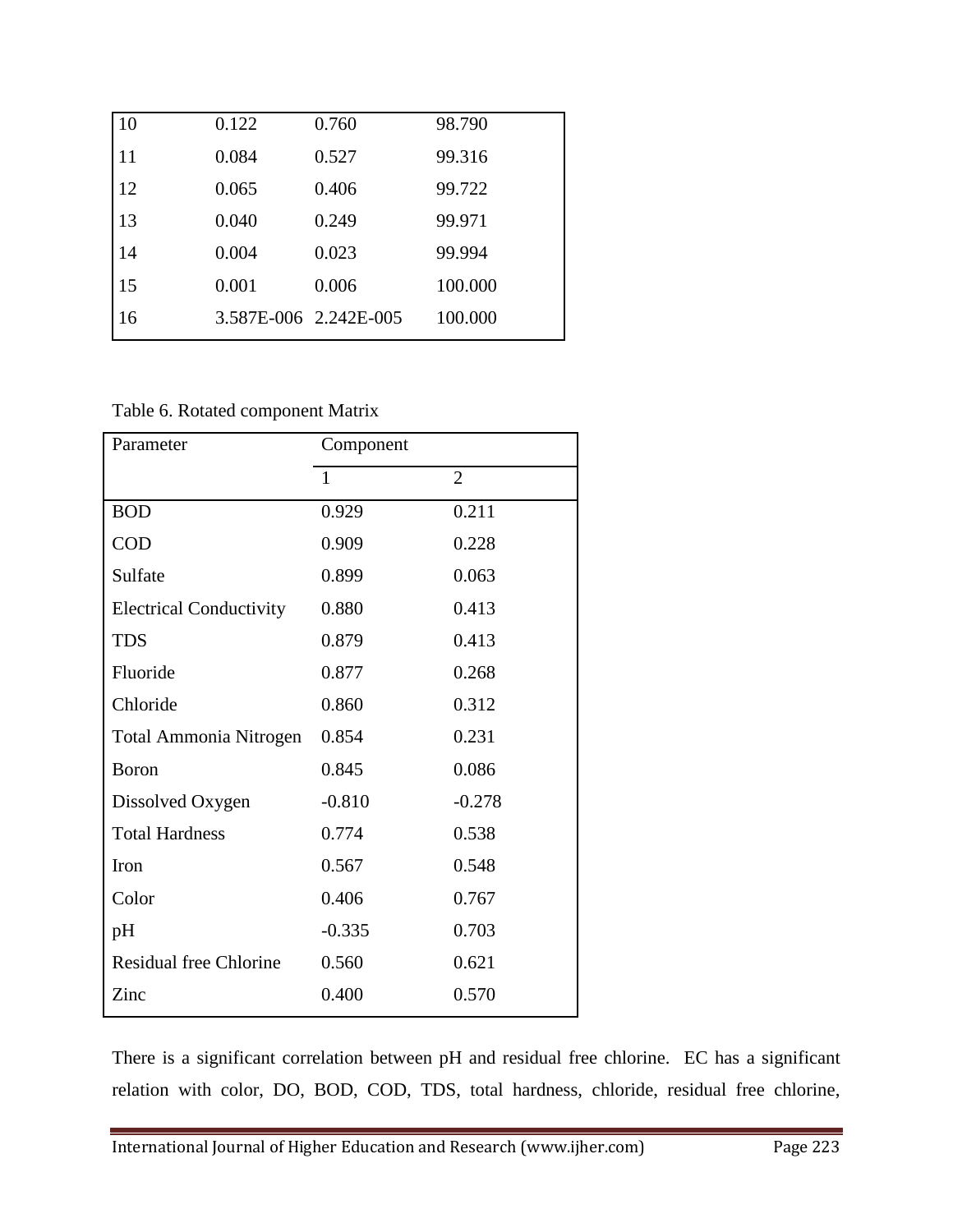| 10 | 0.122 | 0.760 | 98.790 |
|---|---|---|---|
| 11 | 0.084 | 0.527 | 99.316 |
| 12 | 0.065 | 0.406 | 99.722 |
| 13 | 0.040 | 0.249 | 99.971 |
| 14 | 0.004 | 0.023 | 99.994 |
| 15 | 0.001 | 0.006 | 100.000 |
| 16 | 3.587E-006 | 2.242E-005 | 100.000 |

Table 6. Rotated component Matrix

| Parameter | Component | |
|---|---|---|
| | 1 | 2 |
| BOD | 0.929 | 0.211 |
| COD | 0.909 | 0.228 |
| Sulfate | 0.899 | 0.063 |
| Electrical Conductivity | 0.880 | 0.413 |
| TDS | 0.879 | 0.413 |
| Fluoride | 0.877 | 0.268 |
| Chloride | 0.860 | 0.312 |
| Total Ammonia Nitrogen | 0.854 | 0.231 |
| Boron | 0.845 | 0.086 |
| Dissolved Oxygen | -0.810 | -0.278 |
| Total Hardness | 0.774 | 0.538 |
| Iron | 0.567 | 0.548 |
| Color | 0.406 | 0.767 |
| pH | -0.335 | 0.703 |
| Residual free Chlorine | 0.560 | 0.621 |
| Zinc | 0.400 | 0.570 |

There is a significant correlation between pH and residual free chlorine. EC has a significant relation with color, DO, BOD, COD, TDS, total hardness, chloride, residual free chlorine,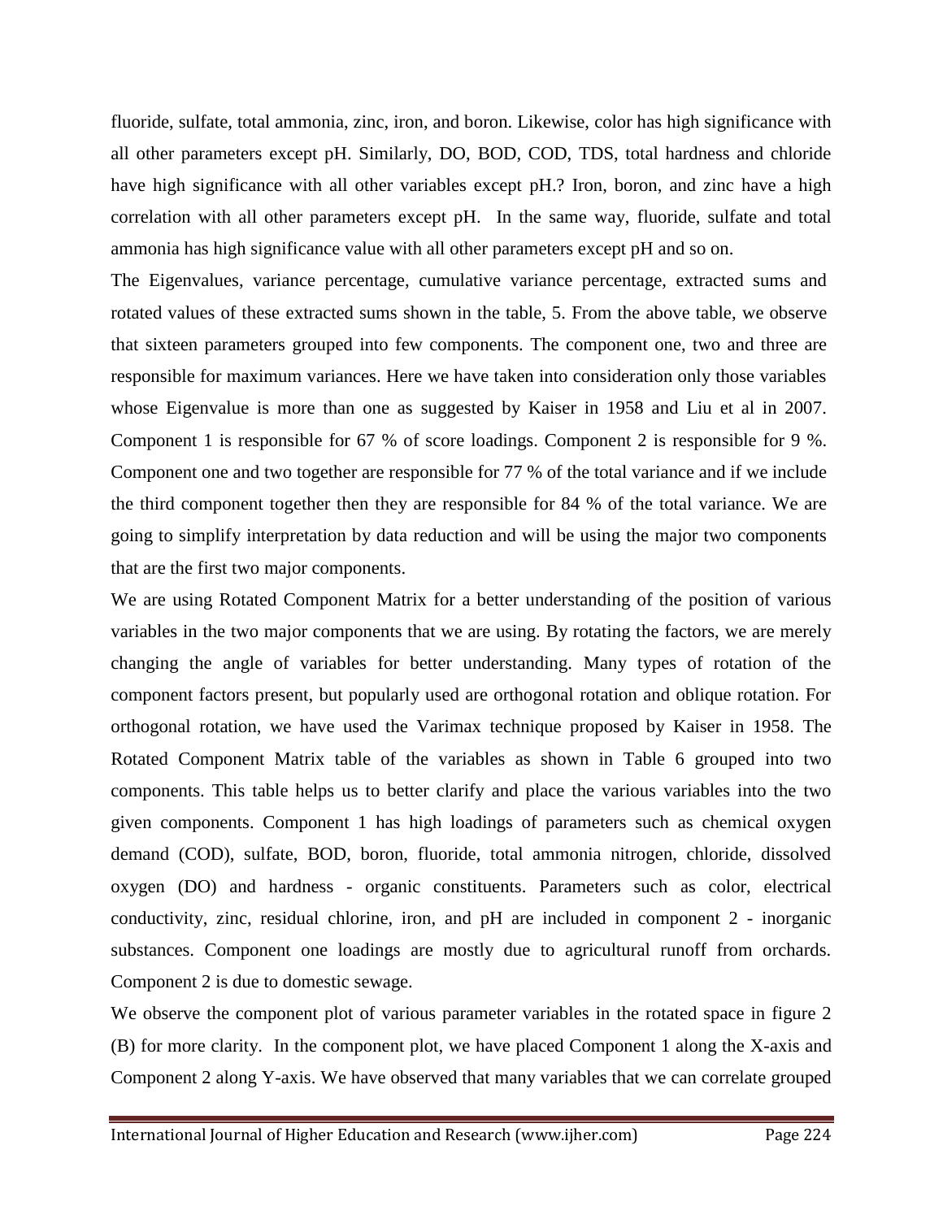fluoride, sulfate, total ammonia, zinc, iron, and boron. Likewise, color has high significance with all other parameters except pH. Similarly, DO, BOD, COD, TDS, total hardness and chloride have high significance with all other variables except pH.? Iron, boron, and zinc have a high correlation with all other parameters except pH. In the same way, fluoride, sulfate and total ammonia has high significance value with all other parameters except pH and so on.

The Eigenvalues, variance percentage, cumulative variance percentage, extracted sums and rotated values of these extracted sums shown in the table, 5. From the above table, we observe that sixteen parameters grouped into few components. The component one, two and three are responsible for maximum variances. Here we have taken into consideration only those variables whose Eigenvalue is more than one as suggested by Kaiser in 1958 and Liu et al in 2007. Component 1 is responsible for 67 % of score loadings. Component 2 is responsible for 9 %. Component one and two together are responsible for 77 % of the total variance and if we include the third component together then they are responsible for 84 % of the total variance. We are going to simplify interpretation by data reduction and will be using the major two components that are the first two major components.

We are using Rotated Component Matrix for a better understanding of the position of various variables in the two major components that we are using. By rotating the factors, we are merely changing the angle of variables for better understanding. Many types of rotation of the component factors present, but popularly used are orthogonal rotation and oblique rotation. For orthogonal rotation, we have used the Varimax technique proposed by Kaiser in 1958. The Rotated Component Matrix table of the variables as shown in Table 6 grouped into two components. This table helps us to better clarify and place the various variables into the two given components. Component 1 has high loadings of parameters such as chemical oxygen demand (COD), sulfate, BOD, boron, fluoride, total ammonia nitrogen, chloride, dissolved oxygen (DO) and hardness - organic constituents. Parameters such as color, electrical conductivity, zinc, residual chlorine, iron, and pH are included in component 2 - inorganic substances. Component one loadings are mostly due to agricultural runoff from orchards. Component 2 is due to domestic sewage.

We observe the component plot of various parameter variables in the rotated space in figure 2 (B) for more clarity. In the component plot, we have placed Component 1 along the X-axis and Component 2 along Y-axis. We have observed that many variables that we can correlate grouped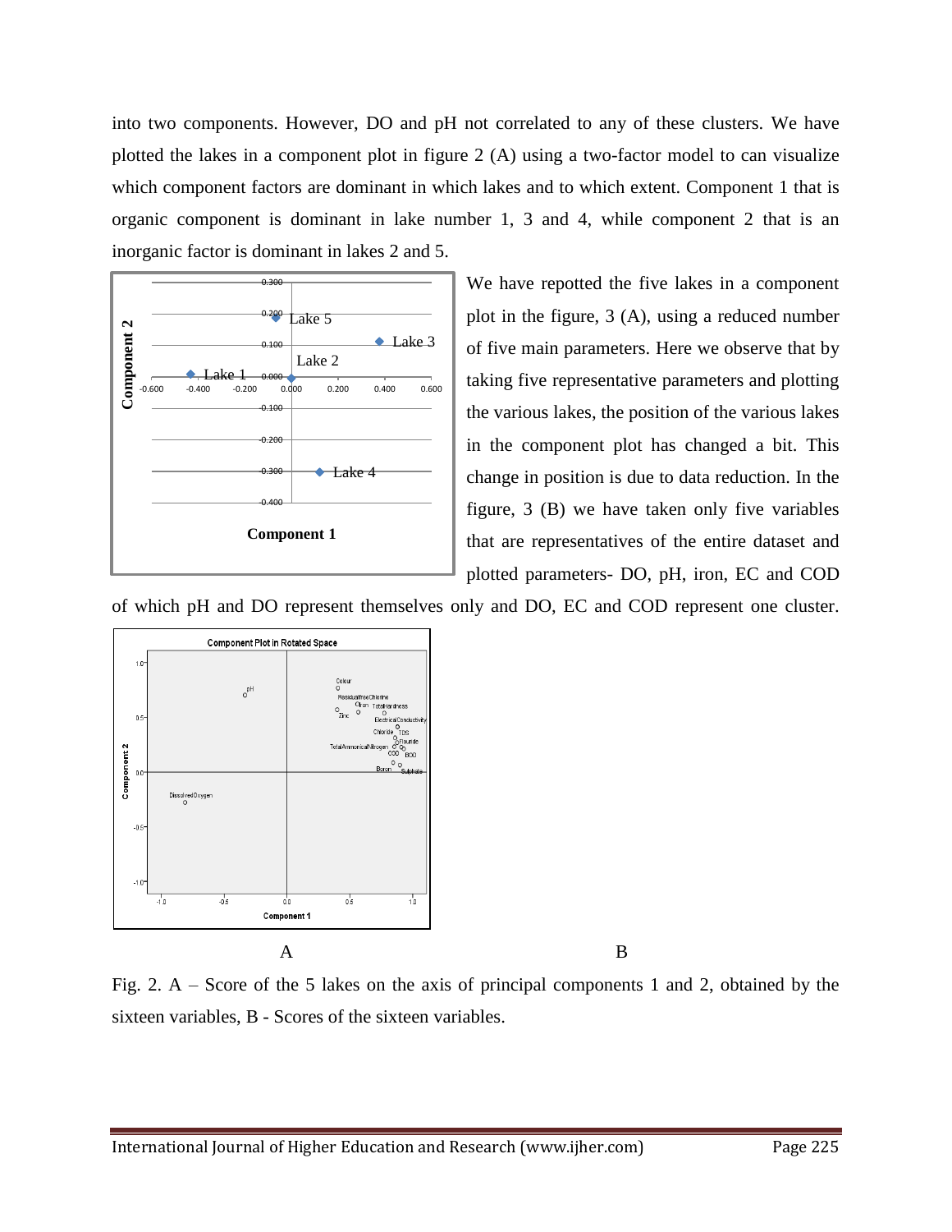into two components. However, DO and pH not correlated to any of these clusters. We have plotted the lakes in a component plot in figure 2 (A) using a two-factor model to can visualize which component factors are dominant in which lakes and to which extent. Component 1 that is organic component is dominant in lake number 1, 3 and 4, while component 2 that is an inorganic factor is dominant in lakes 2 and 5.

We have repotted the five lakes in a component plot in the figure, 3 (A), using a reduced number of five main parameters. Here we observe that by taking five representative parameters and plotting the various lakes, the position of the various lakes in the component plot has changed a bit. This change in position is due to data reduction. In the figure, 3 (B) we have taken only five variables that are representatives of the entire dataset and plotted parameters- DO, pH, iron, EC and COD of which pH and DO represent themselves only and DO, EC and COD represent one cluster.

A B

Fig. 2. A – Score of the 5 lakes on the axis of principal components 1 and 2, obtained by the sixteen variables, B - Scores of the sixteen variables.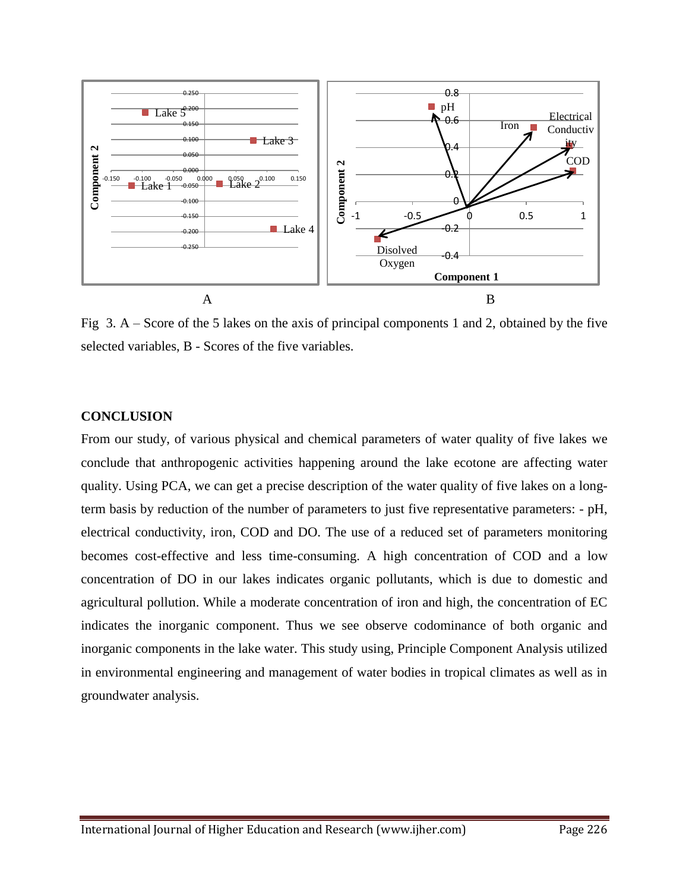Fig 3. A – Score of the 5 lakes on the axis of principal components 1 and 2, obtained by the five selected variables, B - Scores of the five variables.

**CONCLUSION**

From our study, of various physical and chemical parameters of water quality of five lakes we conclude that anthropogenic activities happening around the lake ecotone are affecting water quality. Using PCA, we can get a precise description of the water quality of five lakes on a long-term basis by reduction of the number of parameters to just five representative parameters: - pH, electrical conductivity, iron, COD and DO. The use of a reduced set of parameters monitoring becomes cost-effective and less time-consuming. A high concentration of COD and a low concentration of DO in our lakes indicates organic pollutants, which is due to domestic and agricultural pollution. While a moderate concentration of iron and high, the concentration of EC indicates the inorganic component. Thus we see observe codominance of both organic and inorganic components in the lake water. This study using, Principle Component Analysis utilized in environmental engineering and management of water bodies in tropical climates as well as in groundwater analysis.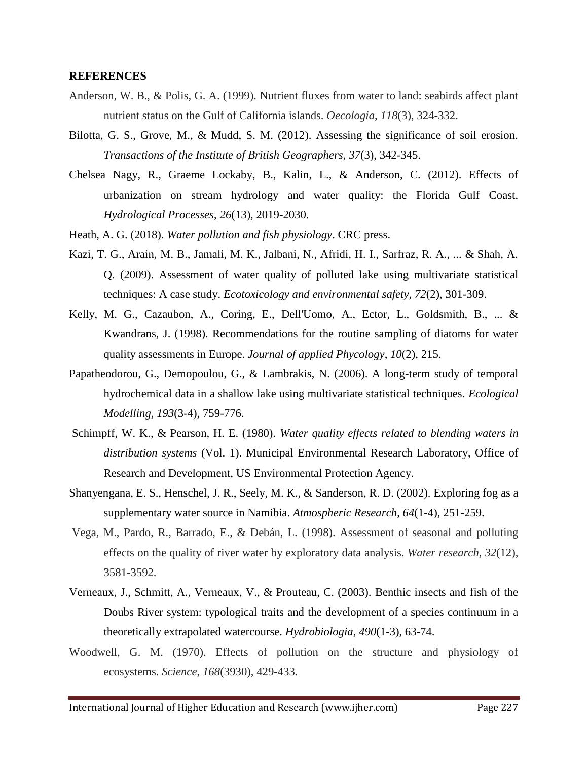**REFERENCES**

Anderson, W. B., & Polis, G. A. (1999). Nutrient fluxes from water to land: seabirds affect plant nutrient status on the Gulf of California islands. *Oecologia*, *118*(3), 324-332.

Bilotta, G. S., Grove, M., & Mudd, S. M. (2012). Assessing the significance of soil erosion. *Transactions of the Institute of British Geographers*, *37*(3), 342-345.

Chelsea Nagy, R., Graeme Lockaby, B., Kalin, L., & Anderson, C. (2012). Effects of urbanization on stream hydrology and water quality: the Florida Gulf Coast. *Hydrological Processes*, *26*(13), 2019-2030.

Heath, A. G. (2018). *Water pollution and fish physiology*. CRC press.

Kazi, T. G., Arain, M. B., Jamali, M. K., Jalbani, N., Afridi, H. I., Sarfraz, R. A., ... & Shah, A. Q. (2009). Assessment of water quality of polluted lake using multivariate statistical techniques: A case study. *Ecotoxicology and environmental safety*, *72*(2), 301-309.

Kelly, M. G., Cazaubon, A., Coring, E., Dell'Uomo, A., Ector, L., Goldsmith, B., ... & Kwandrans, J. (1998). Recommendations for the routine sampling of diatoms for water quality assessments in Europe. *Journal of applied Phycology*, *10*(2), 215.

Papatheodorou, G., Demopoulou, G., & Lambrakis, N. (2006). A long-term study of temporal hydrochemical data in a shallow lake using multivariate statistical techniques. *Ecological Modelling*, *193*(3-4), 759-776.

Schimpff, W. K., & Pearson, H. E. (1980). *Water quality effects related to blending waters in distribution systems* (Vol. 1). Municipal Environmental Research Laboratory, Office of Research and Development, US Environmental Protection Agency.

Shanyengana, E. S., Henschel, J. R., Seely, M. K., & Sanderson, R. D. (2002). Exploring fog as a supplementary water source in Namibia. *Atmospheric Research*, *64*(1-4), 251-259.

Vega, M., Pardo, R., Barrado, E., & Debán, L. (1998). Assessment of seasonal and polluting effects on the quality of river water by exploratory data analysis. *Water research*, *32*(12), 3581-3592.

Verneaux, J., Schmitt, A., Verneaux, V., & Prouteau, C. (2003). Benthic insects and fish of the Doubs River system: typological traits and the development of a species continuum in a theoretically extrapolated watercourse. *Hydrobiologia*, *490*(1-3), 63-74.

Woodwell, G. M. (1970). Effects of pollution on the structure and physiology of ecosystems. *Science*, *168*(3930), 429-433.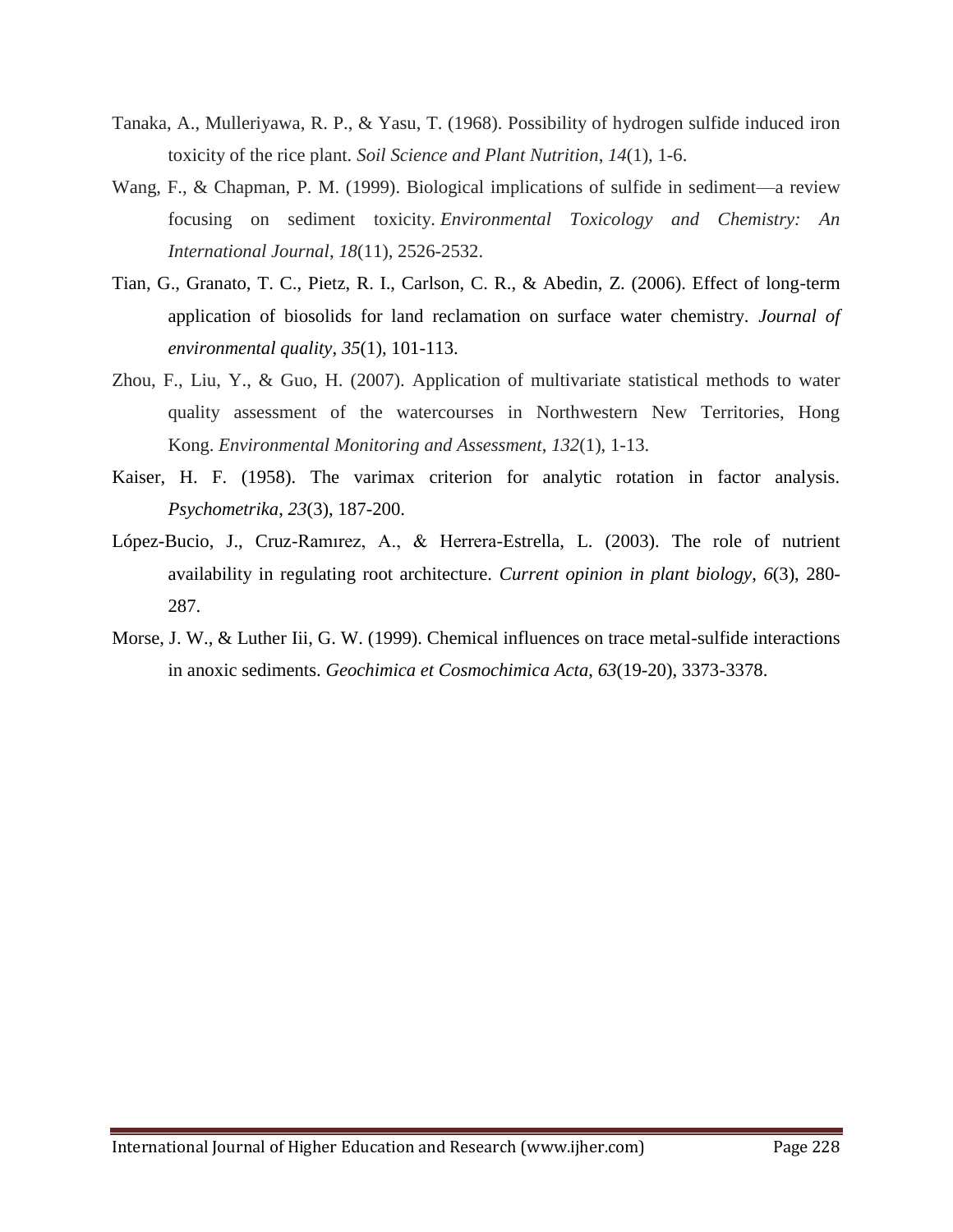Tanaka, A., Mulleriyawa, R. P., & Yasu, T. (1968). Possibility of hydrogen sulfide induced iron toxicity of the rice plant. *Soil Science and Plant Nutrition*, *14*(1), 1-6.

Wang, F., & Chapman, P. M. (1999). Biological implications of sulfide in sediment—a review focusing on sediment toxicity. *Environmental Toxicology and Chemistry: An International Journal*, *18*(11), 2526-2532.

Tian, G., Granato, T. C., Pietz, R. I., Carlson, C. R., & Abedin, Z. (2006). Effect of long-term application of biosolids for land reclamation on surface water chemistry. *Journal of environmental quality*, *35*(1), 101-113.

Zhou, F., Liu, Y., & Guo, H. (2007). Application of multivariate statistical methods to water quality assessment of the watercourses in Northwestern New Territories, Hong Kong. *Environmental Monitoring and Assessment*, *132*(1), 1-13.

Kaiser, H. F. (1958). The varimax criterion for analytic rotation in factor analysis. *Psychometrika*, *23*(3), 187-200.

López-Bucio, J., Cruz-Ramırez, A., & Herrera-Estrella, L. (2003). The role of nutrient availability in regulating root architecture. *Current opinion in plant biology*, *6*(3), 280-287.

Morse, J. W., & Luther Iii, G. W. (1999). Chemical influences on trace metal-sulfide interactions in anoxic sediments. *Geochimica et Cosmochimica Acta*, *63*(19-20), 3373-3378.